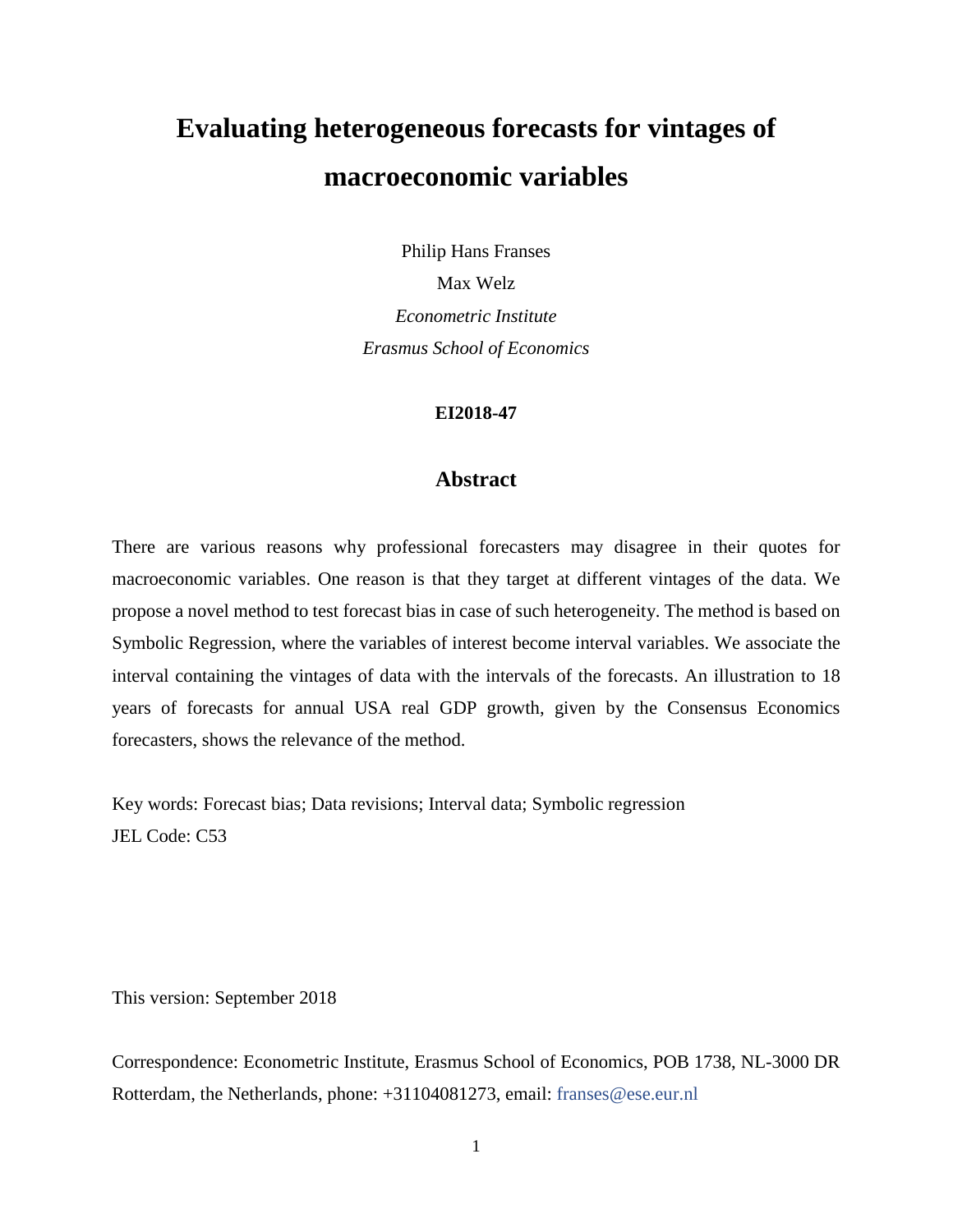# Evaluating heterogeneous forecasts for vintages of macroeconomic variables

Philip Hans Franses

Max Welz

*Econometric Institute*

*Erasmus School of Economics*

**EI2018-47**

## Abstract

There are various reasons why professional forecasters may disagree in their quotes for macroeconomic variables. One reason is that they target at different vintages of the data. We propose a novel method to test forecast bias in case of such heterogeneity. The method is based on Symbolic Regression, where the variables of interest become interval variables. We associate the interval containing the vintages of data with the intervals of the forecasts. An illustration to 18 years of forecasts for annual USA real GDP growth, given by the Consensus Economics forecasters, shows the relevance of the method.

Key words: Forecast bias; Data revisions; Interval data; Symbolic regression

JEL Code: C53

This version: September 2018

Correspondence: Econometric Institute, Erasmus School of Economics, POB 1738, NL-3000 DR Rotterdam, the Netherlands, phone: +31104081273, email: franses@ese.eur.nl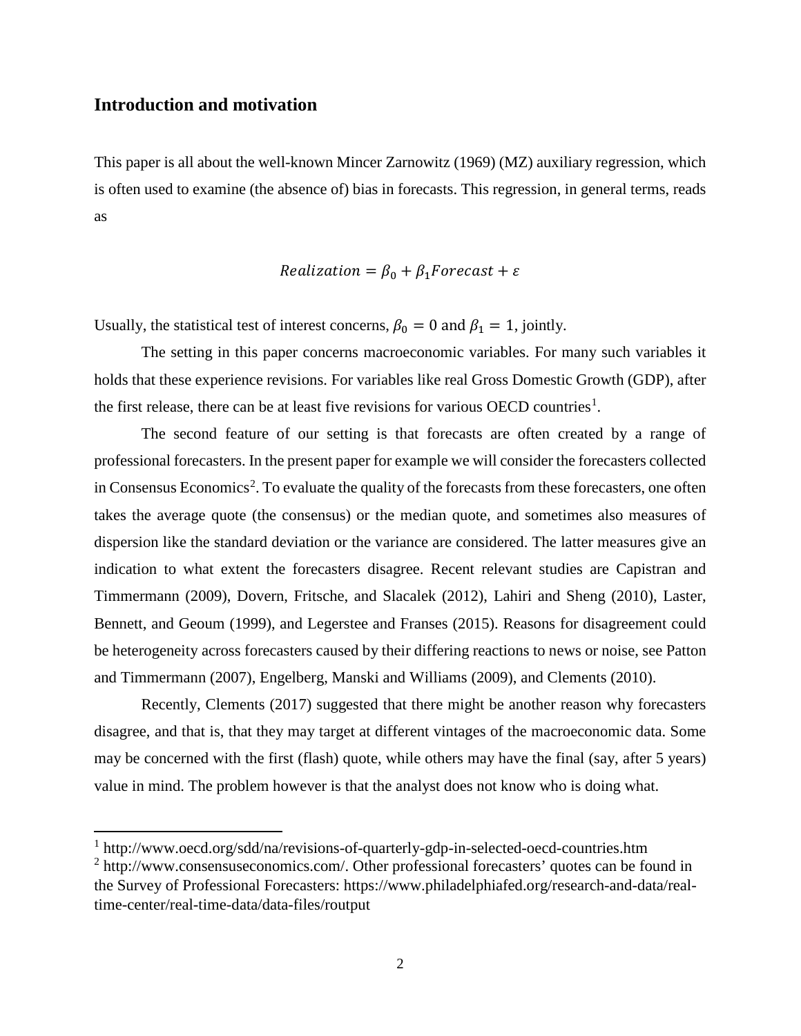## Introduction and motivation

This paper is all about the well-known Mincer Zarnowitz (1969) (MZ) auxiliary regression, which is often used to examine (the absence of) bias in forecasts. This regression, in general terms, reads as

$$Realization = \beta_0 + \beta_1 Forecast + \varepsilon$$

Usually, the statistical test of interest concerns, $\beta_0 = 0$ and $\beta_1 = 1$, jointly.

The setting in this paper concerns macroeconomic variables. For many such variables it holds that these experience revisions. For variables like real Gross Domestic Growth (GDP), after the first release, there can be at least five revisions for various OECD countries[1].

The second feature of our setting is that forecasts are often created by a range of professional forecasters. In the present paper for example we will consider the forecasters collected in Consensus Economics[2]. To evaluate the quality of the forecasts from these forecasters, one often takes the average quote (the consensus) or the median quote, and sometimes also measures of dispersion like the standard deviation or the variance are considered. The latter measures give an indication to what extent the forecasters disagree. Recent relevant studies are Capistran and Timmermann (2009), Dovern, Fritsche, and Slacalek (2012), Lahiri and Sheng (2010), Laster, Bennett, and Geoum (1999), and Legerstee and Franses (2015). Reasons for disagreement could be heterogeneity across forecasters caused by their differing reactions to news or noise, see Patton and Timmermann (2007), Engelberg, Manski and Williams (2009), and Clements (2010).

Recently, Clements (2017) suggested that there might be another reason why forecasters disagree, and that is, that they may target at different vintages of the macroeconomic data. Some may be concerned with the first (flash) quote, while others may have the final (say, after 5 years) value in mind. The problem however is that the analyst does not know who is doing what.

---

[1] http://www.oecd.org/sdd/na/revisions-of-quarterly-gdp-in-selected-oecd-countries.htm

[2] http://www.consensuseconomics.com/. Other professional forecasters' quotes can be found in the Survey of Professional Forecasters: https://www.philadelphiafed.org/research-and-data/real-time-center/real-time-data/data-files/routput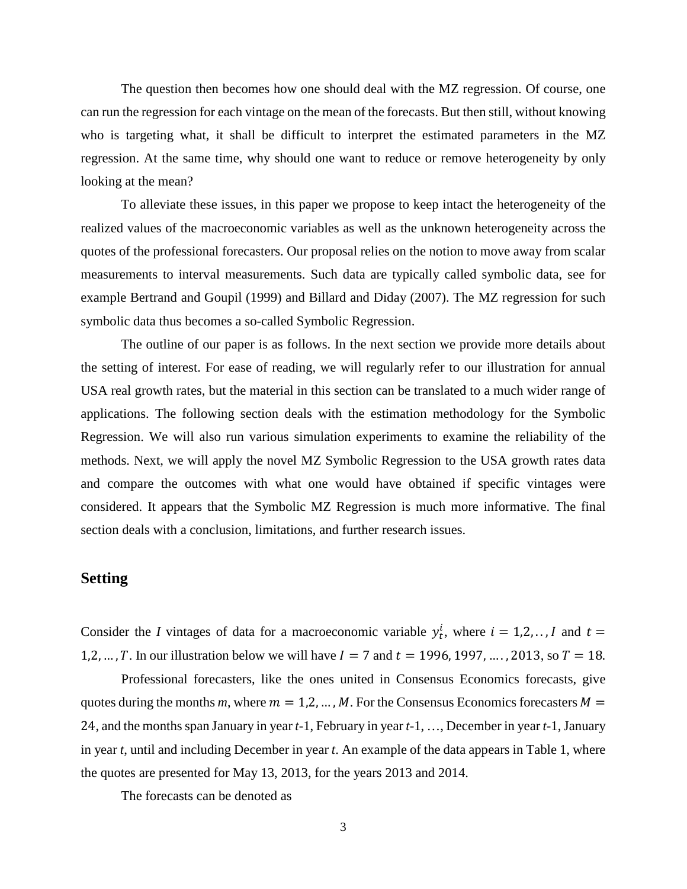The question then becomes how one should deal with the MZ regression. Of course, one can run the regression for each vintage on the mean of the forecasts. But then still, without knowing who is targeting what, it shall be difficult to interpret the estimated parameters in the MZ regression. At the same time, why should one want to reduce or remove heterogeneity by only looking at the mean?

To alleviate these issues, in this paper we propose to keep intact the heterogeneity of the realized values of the macroeconomic variables as well as the unknown heterogeneity across the quotes of the professional forecasters. Our proposal relies on the notion to move away from scalar measurements to interval measurements. Such data are typically called symbolic data, see for example Bertrand and Goupil (1999) and Billard and Diday (2007). The MZ regression for such symbolic data thus becomes a so-called Symbolic Regression.

The outline of our paper is as follows. In the next section we provide more details about the setting of interest. For ease of reading, we will regularly refer to our illustration for annual USA real growth rates, but the material in this section can be translated to a much wider range of applications. The following section deals with the estimation methodology for the Symbolic Regression. We will also run various simulation experiments to examine the reliability of the methods. Next, we will apply the novel MZ Symbolic Regression to the USA growth rates data and compare the outcomes with what one would have obtained if specific vintages were considered. It appears that the Symbolic MZ Regression is much more informative. The final section deals with a conclusion, limitations, and further research issues.

## Setting

Consider the *I* vintages of data for a macroeconomic variable $y_t^i$, where $i = 1,2,..,I$ and $t = 1,2,...,T$. In our illustration below we will have $I = 7$ and $t = 1996, 1997, ...., 2013$, so $T = 18$.

Professional forecasters, like the ones united in Consensus Economics forecasts, give quotes during the months *m*, where $m = 1,2,...,M$. For the Consensus Economics forecasters $M = 24$, and the months span January in year *t*-1, February in year *t*-1, …, December in year *t*-1, January in year *t*, until and including December in year *t*. An example of the data appears in Table 1, where the quotes are presented for May 13, 2013, for the years 2013 and 2014.

The forecasts can be denoted as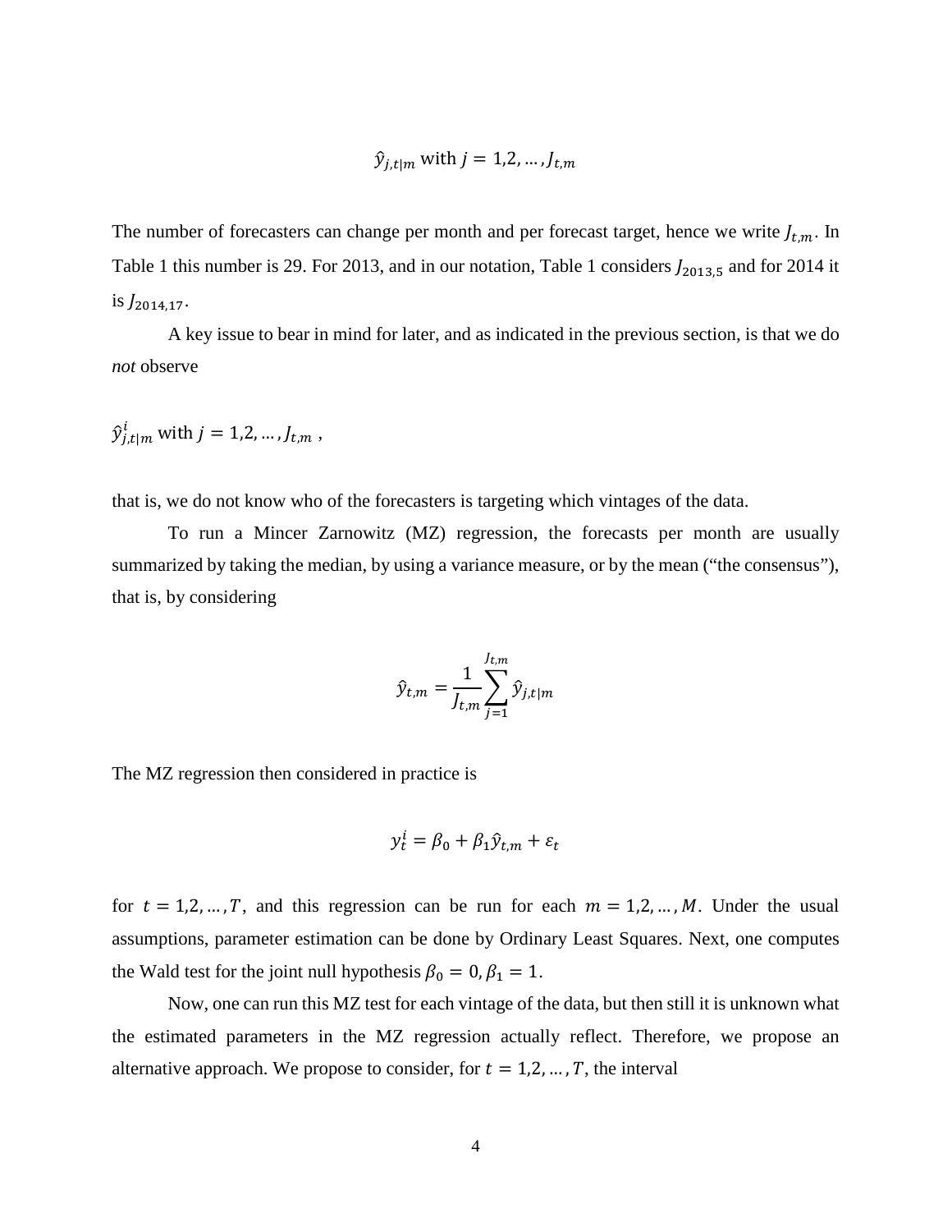$$\hat{y}_{j,t|m} \text{ with } j = 1,2,\ldots,J_{t,m}$$

The number of forecasters can change per month and per forecast target, hence we write $J_{t,m}$. In Table 1 this number is 29. For 2013, and in our notation, Table 1 considers $J_{2013,5}$ and for 2014 it is $J_{2014,17}$.

A key issue to bear in mind for later, and as indicated in the previous section, is that we do *not* observe

$$\hat{y}^{i}_{j,t|m} \text{ with } j = 1,2,\ldots,J_{t,m}\ ,$$

that is, we do not know who of the forecasters is targeting which vintages of the data.

To run a Mincer Zarnowitz (MZ) regression, the forecasts per month are usually summarized by taking the median, by using a variance measure, or by the mean ("the consensus"), that is, by considering

$$\hat{y}_{t,m} = \frac{1}{J_{t,m}} \sum_{j=1}^{J_{t,m}} \hat{y}_{j,t|m}$$

The MZ regression then considered in practice is

$$y^{i}_{t} = \beta_0 + \beta_1 \hat{y}_{t,m} + \varepsilon_t$$

for $t = 1,2,\ldots,T$, and this regression can be run for each $m = 1,2,\ldots,M$. Under the usual assumptions, parameter estimation can be done by Ordinary Least Squares. Next, one computes the Wald test for the joint null hypothesis $\beta_0 = 0, \beta_1 = 1$.

Now, one can run this MZ test for each vintage of the data, but then still it is unknown what the estimated parameters in the MZ regression actually reflect. Therefore, we propose an alternative approach. We propose to consider, for $t = 1,2,\ldots,T$, the interval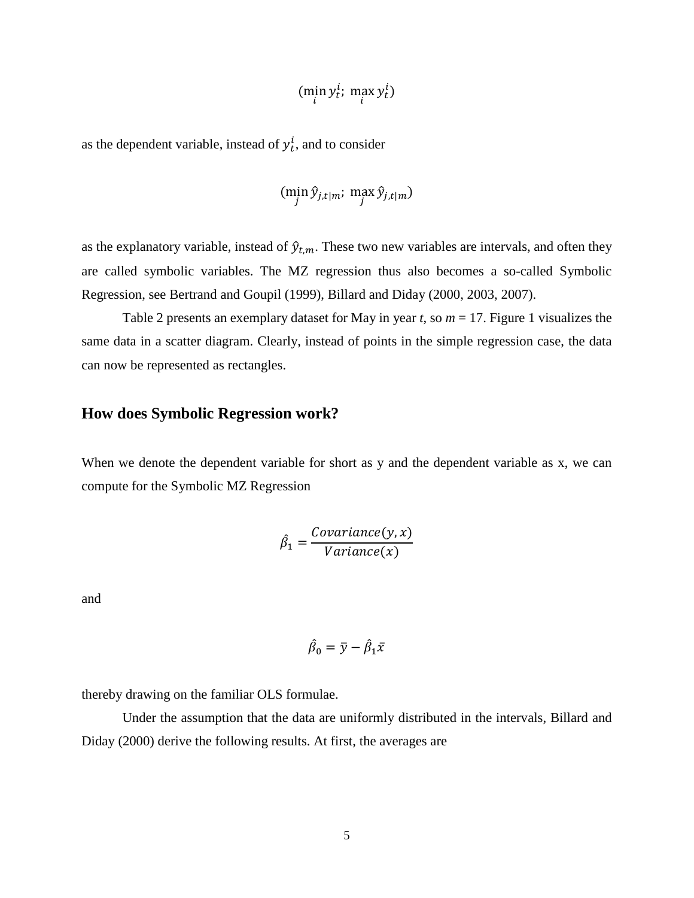$$(\min_i y_t^i;\ \max_i y_t^i)$$

as the dependent variable, instead of $y_t^i$, and to consider

$$(\min_j \hat{y}_{j,t|m};\ \max_j \hat{y}_{j,t|m})$$

as the explanatory variable, instead of $\hat{y}_{t,m}$. These two new variables are intervals, and often they are called symbolic variables. The MZ regression thus also becomes a so-called Symbolic Regression, see Bertrand and Goupil (1999), Billard and Diday (2000, 2003, 2007).

Table 2 presents an exemplary dataset for May in year *t*, so *m* = 17. Figure 1 visualizes the same data in a scatter diagram. Clearly, instead of points in the simple regression case, the data can now be represented as rectangles.

## How does Symbolic Regression work?

When we denote the dependent variable for short as y and the dependent variable as x, we can compute for the Symbolic MZ Regression

$$\hat{\beta}_1 = \frac{Covariance(y, x)}{Variance(x)}$$

and

$$\hat{\beta}_0 = \bar{y} - \hat{\beta}_1 \bar{x}$$

thereby drawing on the familiar OLS formulae.

Under the assumption that the data are uniformly distributed in the intervals, Billard and Diday (2000) derive the following results. At first, the averages are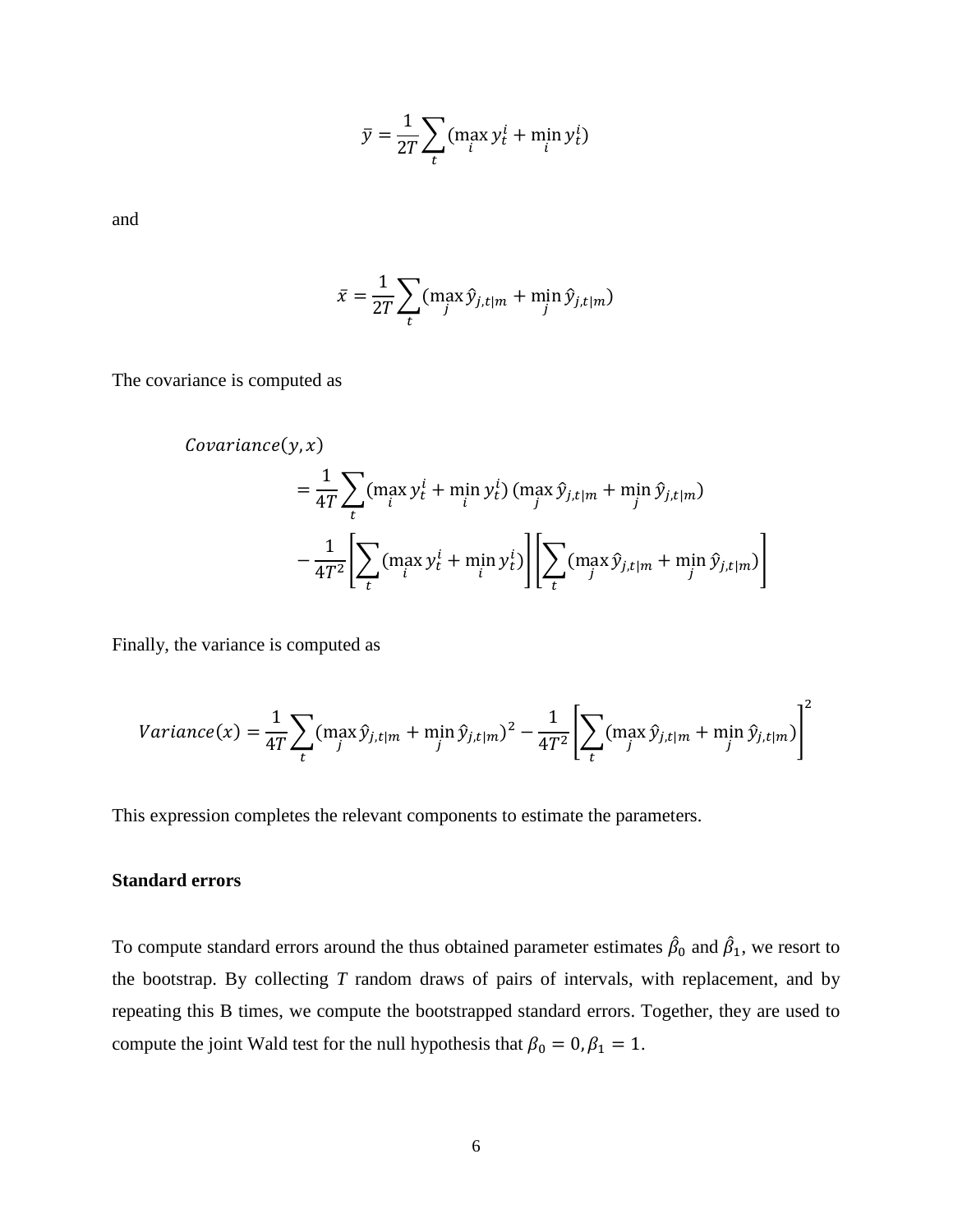$$\bar{y} = \frac{1}{2T}\sum_t (\max_i y_t^i + \min_i y_t^i)$$

and

$$\bar{x} = \frac{1}{2T}\sum_t (\max_j \hat{y}_{j,t|m} + \min_j \hat{y}_{j,t|m})$$

The covariance is computed as

$$\begin{aligned} &Covariance(y,x) \\ &\quad = \frac{1}{4T}\sum_t (\max_i y_t^i + \min_i y_t^i)\,(\max_j \hat{y}_{j,t|m} + \min_j \hat{y}_{j,t|m}) \\ &\quad - \frac{1}{4T^2}\left[\sum_t (\max_i y_t^i + \min_i y_t^i)\right]\left[\sum_t (\max_j \hat{y}_{j,t|m} + \min_j \hat{y}_{j,t|m})\right] \end{aligned}$$

Finally, the variance is computed as

$$Variance(x) = \frac{1}{4T}\sum_t (\max_j \hat{y}_{j,t|m} + \min_j \hat{y}_{j,t|m})^2 - \frac{1}{4T^2}\left[\sum_t (\max_j \hat{y}_{j,t|m} + \min_j \hat{y}_{j,t|m})\right]^2$$

This expression completes the relevant components to estimate the parameters.

**Standard errors**

To compute standard errors around the thus obtained parameter estimates $\hat{\beta}_0$ and $\hat{\beta}_1$, we resort to the bootstrap. By collecting $T$ random draws of pairs of intervals, with replacement, and by repeating this B times, we compute the bootstrapped standard errors. Together, they are used to compute the joint Wald test for the null hypothesis that $\beta_0 = 0, \beta_1 = 1$.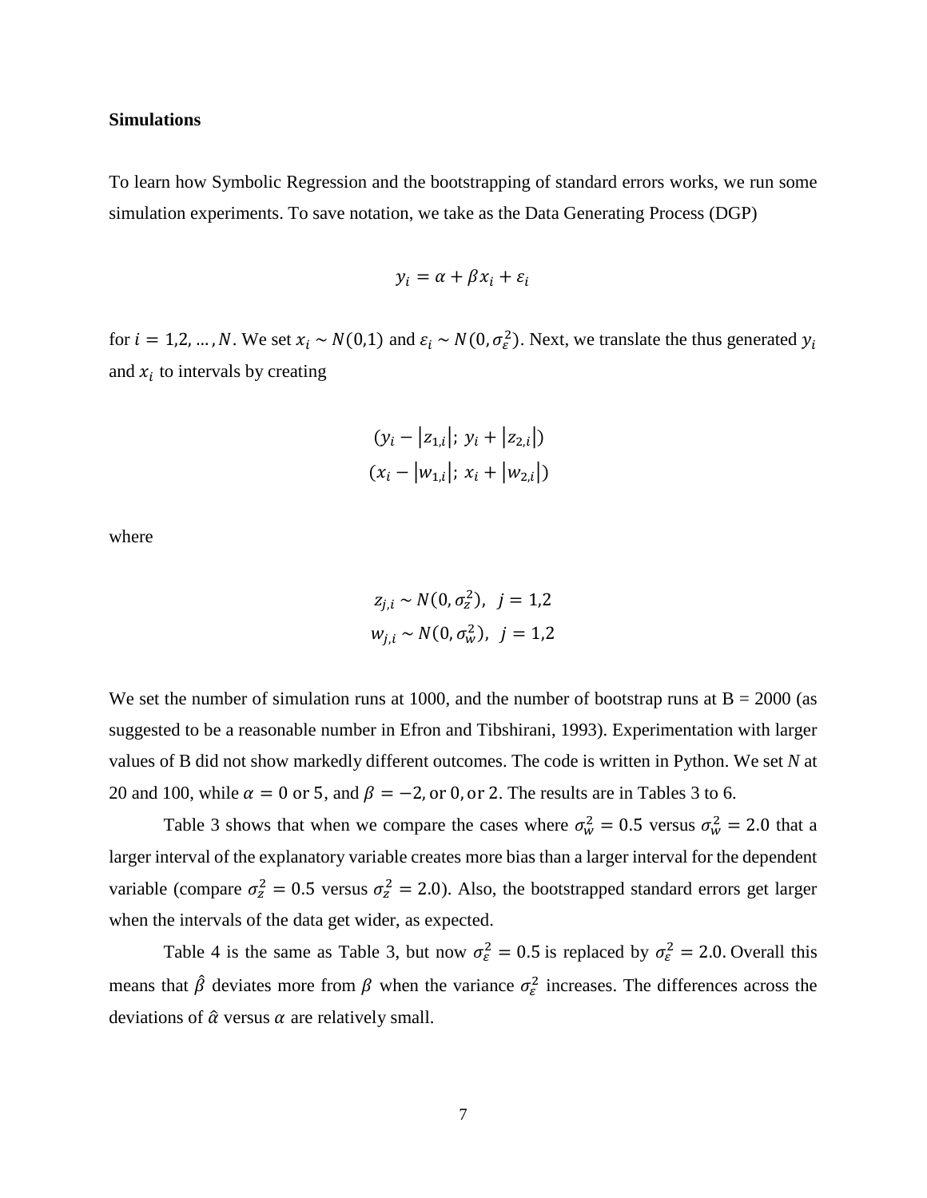**Simulations**

To learn how Symbolic Regression and the bootstrapping of standard errors works, we run some simulation experiments. To save notation, we take as the Data Generating Process (DGP)

$$y_i = \alpha + \beta x_i + \varepsilon_i$$

for $i = 1,2, \ldots, N$. We set $x_i \sim N(0,1)$ and $\varepsilon_i \sim N(0, \sigma_\varepsilon^2)$. Next, we translate the thus generated $y_i$ and $x_i$ to intervals by creating

$$(y_i - |z_{1,i}|;\ y_i + |z_{2,i}|)$$
$$(x_i - |w_{1,i}|;\ x_i + |w_{2,i}|)$$

where

$$z_{j,i} \sim N(0, \sigma_z^2), \ \ j = 1,2$$
$$w_{j,i} \sim N(0, \sigma_w^2), \ \ j = 1,2$$

We set the number of simulation runs at 1000, and the number of bootstrap runs at B = 2000 (as suggested to be a reasonable number in Efron and Tibshirani, 1993). Experimentation with larger values of B did not show markedly different outcomes. The code is written in Python. We set *N* at 20 and 100, while $\alpha = 0$ or $5$, and $\beta = -2$, or $0$, or $2$. The results are in Tables 3 to 6.

Table 3 shows that when we compare the cases where $\sigma_w^2 = 0.5$ versus $\sigma_w^2 = 2.0$ that a larger interval of the explanatory variable creates more bias than a larger interval for the dependent variable (compare $\sigma_z^2 = 0.5$ versus $\sigma_z^2 = 2.0$). Also, the bootstrapped standard errors get larger when the intervals of the data get wider, as expected.

Table 4 is the same as Table 3, but now $\sigma_\varepsilon^2 = 0.5$ is replaced by $\sigma_\varepsilon^2 = 2.0$. Overall this means that $\hat{\beta}$ deviates more from $\beta$ when the variance $\sigma_\varepsilon^2$ increases. The differences across the deviations of $\hat{\alpha}$ versus $\alpha$ are relatively small.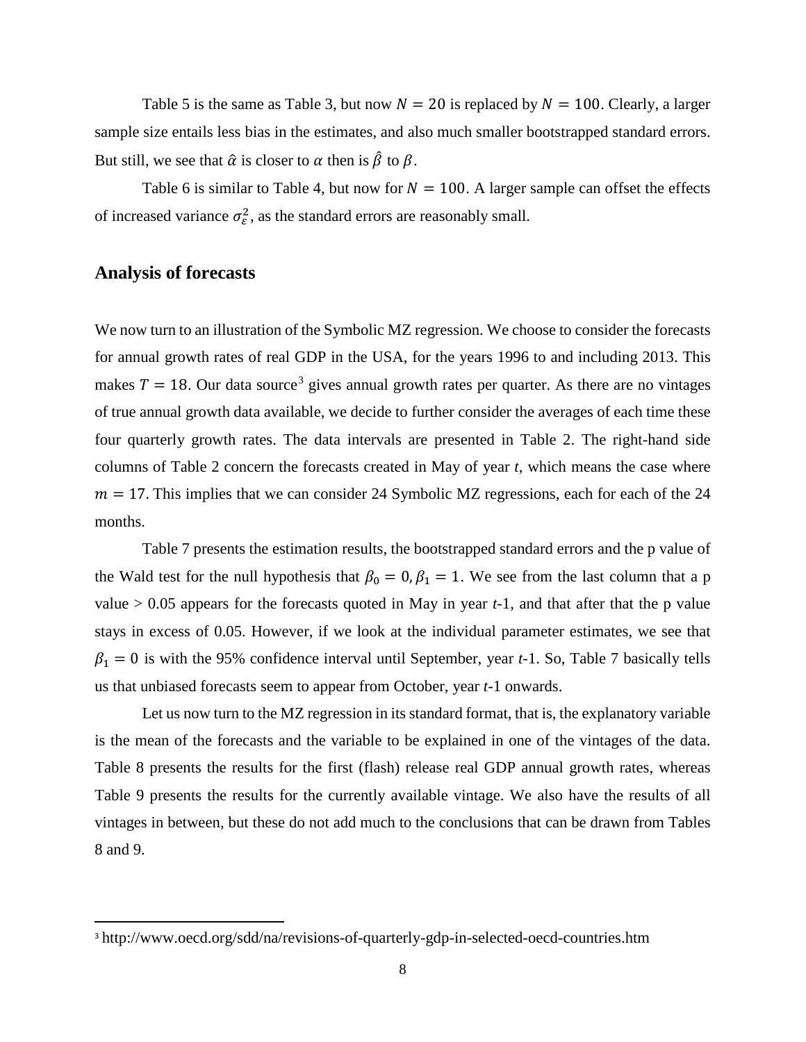Table 5 is the same as Table 3, but now $N = 20$ is replaced by $N = 100$. Clearly, a larger sample size entails less bias in the estimates, and also much smaller bootstrapped standard errors. But still, we see that $\hat{\alpha}$ is closer to $\alpha$ then is $\hat{\beta}$ to $\beta$.

Table 6 is similar to Table 4, but now for $N = 100$. A larger sample can offset the effects of increased variance $\sigma_\varepsilon^2$, as the standard errors are reasonably small.

## Analysis of forecasts

We now turn to an illustration of the Symbolic MZ regression. We choose to consider the forecasts for annual growth rates of real GDP in the USA, for the years 1996 to and including 2013. This makes $T = 18$. Our data source[3] gives annual growth rates per quarter. As there are no vintages of true annual growth data available, we decide to further consider the averages of each time these four quarterly growth rates. The data intervals are presented in Table 2. The right-hand side columns of Table 2 concern the forecasts created in May of year *t*, which means the case where $m = 17$. This implies that we can consider 24 Symbolic MZ regressions, each for each of the 24 months.

Table 7 presents the estimation results, the bootstrapped standard errors and the p value of the Wald test for the null hypothesis that $\beta_0 = 0, \beta_1 = 1$. We see from the last column that a p value > 0.05 appears for the forecasts quoted in May in year *t*-1, and that after that the p value stays in excess of 0.05. However, if we look at the individual parameter estimates, we see that $\beta_1 = 0$ is with the 95% confidence interval until September, year *t*-1. So, Table 7 basically tells us that unbiased forecasts seem to appear from October, year *t*-1 onwards.

Let us now turn to the MZ regression in its standard format, that is, the explanatory variable is the mean of the forecasts and the variable to be explained in one of the vintages of the data. Table 8 presents the results for the first (flash) release real GDP annual growth rates, whereas Table 9 presents the results for the currently available vintage. We also have the results of all vintages in between, but these do not add much to the conclusions that can be drawn from Tables 8 and 9.

---

[3] http://www.oecd.org/sdd/na/revisions-of-quarterly-gdp-in-selected-oecd-countries.htm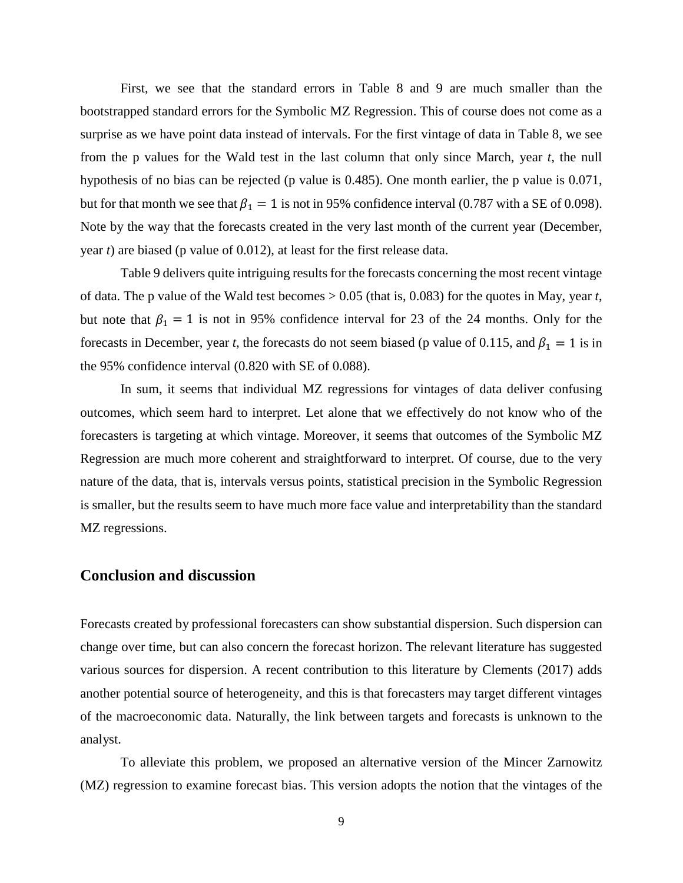First, we see that the standard errors in Table 8 and 9 are much smaller than the bootstrapped standard errors for the Symbolic MZ Regression. This of course does not come as a surprise as we have point data instead of intervals. For the first vintage of data in Table 8, we see from the p values for the Wald test in the last column that only since March, year *t*, the null hypothesis of no bias can be rejected (p value is 0.485). One month earlier, the p value is 0.071, but for that month we see that $\beta_1 = 1$ is not in 95% confidence interval (0.787 with a SE of 0.098). Note by the way that the forecasts created in the very last month of the current year (December, year *t*) are biased (p value of 0.012), at least for the first release data.

Table 9 delivers quite intriguing results for the forecasts concerning the most recent vintage of data. The p value of the Wald test becomes > 0.05 (that is, 0.083) for the quotes in May, year *t*, but note that $\beta_1 = 1$ is not in 95% confidence interval for 23 of the 24 months. Only for the forecasts in December, year *t*, the forecasts do not seem biased (p value of 0.115, and $\beta_1 = 1$ is in the 95% confidence interval (0.820 with SE of 0.088).

In sum, it seems that individual MZ regressions for vintages of data deliver confusing outcomes, which seem hard to interpret. Let alone that we effectively do not know who of the forecasters is targeting at which vintage. Moreover, it seems that outcomes of the Symbolic MZ Regression are much more coherent and straightforward to interpret. Of course, due to the very nature of the data, that is, intervals versus points, statistical precision in the Symbolic Regression is smaller, but the results seem to have much more face value and interpretability than the standard MZ regressions.

## Conclusion and discussion

Forecasts created by professional forecasters can show substantial dispersion. Such dispersion can change over time, but can also concern the forecast horizon. The relevant literature has suggested various sources for dispersion. A recent contribution to this literature by Clements (2017) adds another potential source of heterogeneity, and this is that forecasters may target different vintages of the macroeconomic data. Naturally, the link between targets and forecasts is unknown to the analyst.

To alleviate this problem, we proposed an alternative version of the Mincer Zarnowitz (MZ) regression to examine forecast bias. This version adopts the notion that the vintages of the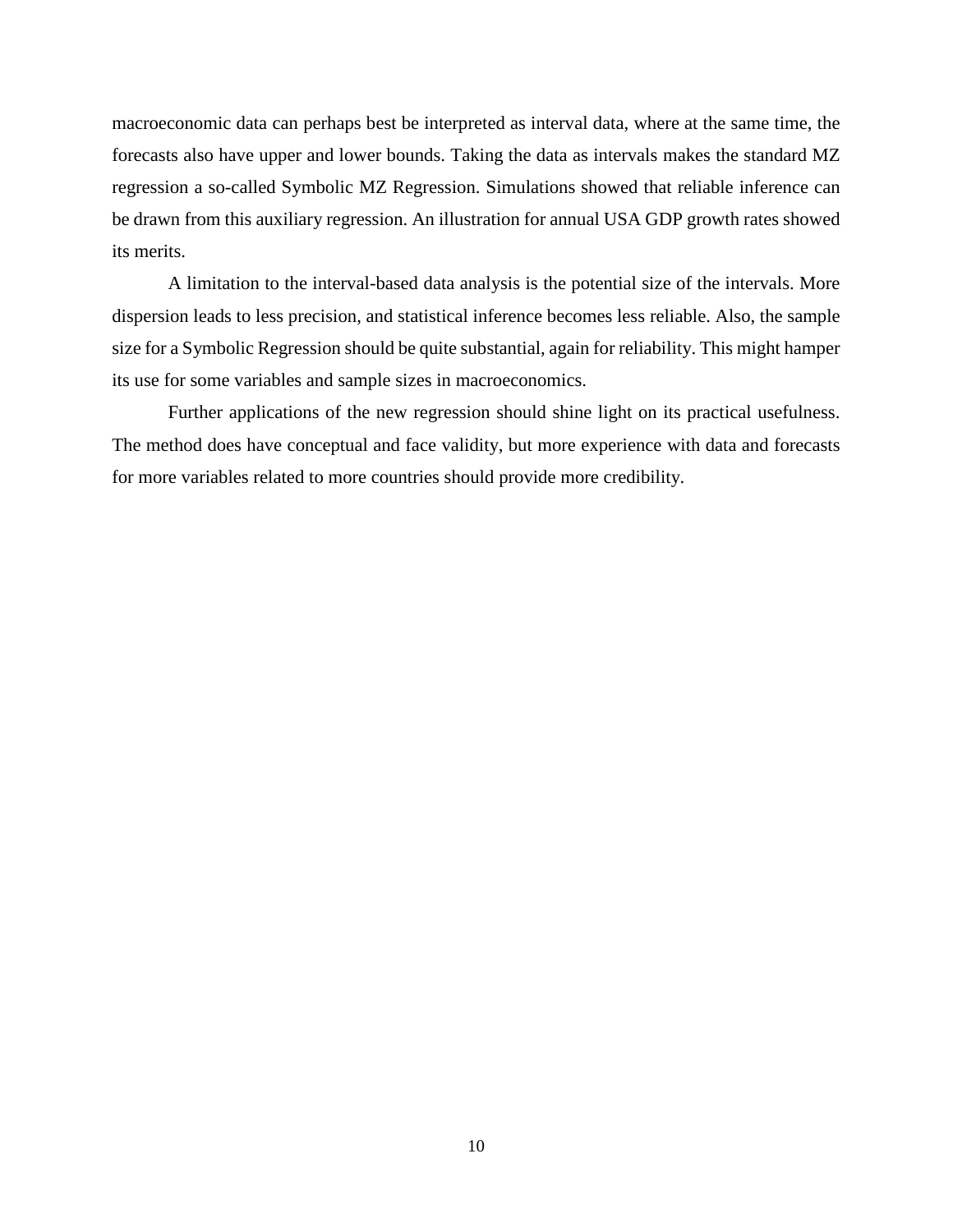macroeconomic data can perhaps best be interpreted as interval data, where at the same time, the forecasts also have upper and lower bounds. Taking the data as intervals makes the standard MZ regression a so-called Symbolic MZ Regression. Simulations showed that reliable inference can be drawn from this auxiliary regression. An illustration for annual USA GDP growth rates showed its merits.

A limitation to the interval-based data analysis is the potential size of the intervals. More dispersion leads to less precision, and statistical inference becomes less reliable. Also, the sample size for a Symbolic Regression should be quite substantial, again for reliability. This might hamper its use for some variables and sample sizes in macroeconomics.

Further applications of the new regression should shine light on its practical usefulness. The method does have conceptual and face validity, but more experience with data and forecasts for more variables related to more countries should provide more credibility.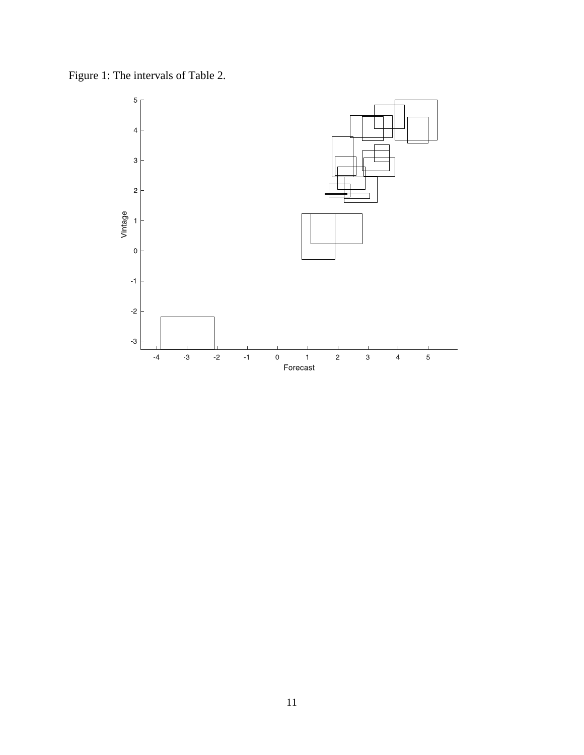Figure 1: The intervals of Table 2.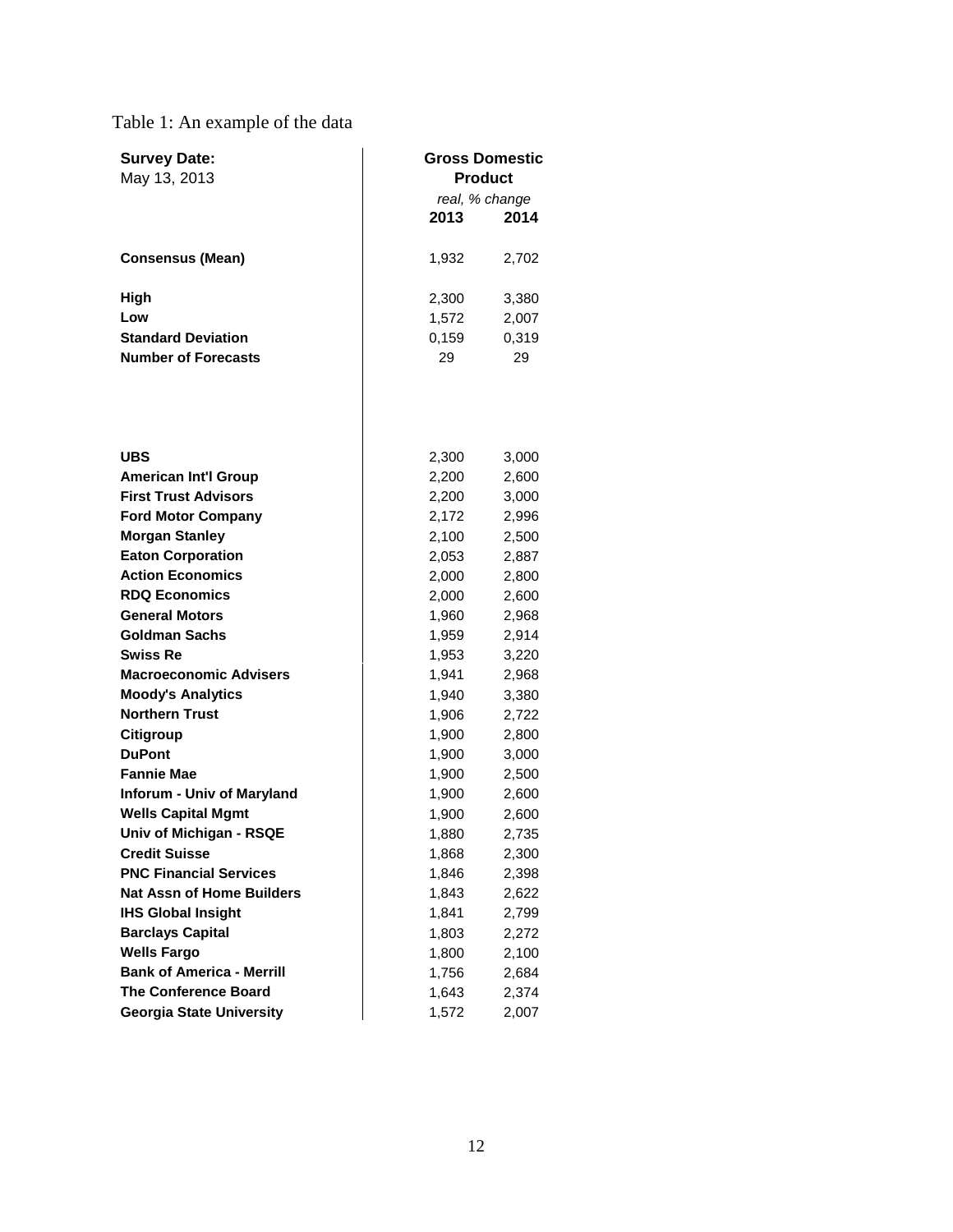Table 1: An example of the data

| **Survey Date:** May 13, 2013 | **Gross Domestic Product** *real, % change* **2013** | **2014** |
|---|---|---|
| **Consensus (Mean)** | 1,932 | 2,702 |
| **High** | 2,300 | 3,380 |
| **Low** | 1,572 | 2,007 |
| **Standard Deviation** | 0,159 | 0,319 |
| **Number of Forecasts** | 29 | 29 |
| **UBS** | 2,300 | 3,000 |
| **American Int'l Group** | 2,200 | 2,600 |
| **First Trust Advisors** | 2,200 | 3,000 |
| **Ford Motor Company** | 2,172 | 2,996 |
| **Morgan Stanley** | 2,100 | 2,500 |
| **Eaton Corporation** | 2,053 | 2,887 |
| **Action Economics** | 2,000 | 2,800 |
| **RDQ Economics** | 2,000 | 2,600 |
| **General Motors** | 1,960 | 2,968 |
| **Goldman Sachs** | 1,959 | 2,914 |
| **Swiss Re** | 1,953 | 3,220 |
| **Macroeconomic Advisers** | 1,941 | 2,968 |
| **Moody's Analytics** | 1,940 | 3,380 |
| **Northern Trust** | 1,906 | 2,722 |
| **Citigroup** | 1,900 | 2,800 |
| **DuPont** | 1,900 | 3,000 |
| **Fannie Mae** | 1,900 | 2,500 |
| **Inforum - Univ of Maryland** | 1,900 | 2,600 |
| **Wells Capital Mgmt** | 1,900 | 2,600 |
| **Univ of Michigan - RSQE** | 1,880 | 2,735 |
| **Credit Suisse** | 1,868 | 2,300 |
| **PNC Financial Services** | 1,846 | 2,398 |
| **Nat Assn of Home Builders** | 1,843 | 2,622 |
| **IHS Global Insight** | 1,841 | 2,799 |
| **Barclays Capital** | 1,803 | 2,272 |
| **Wells Fargo** | 1,800 | 2,100 |
| **Bank of America - Merrill** | 1,756 | 2,684 |
| **The Conference Board** | 1,643 | 2,374 |
| **Georgia State University** | 1,572 | 2,007 |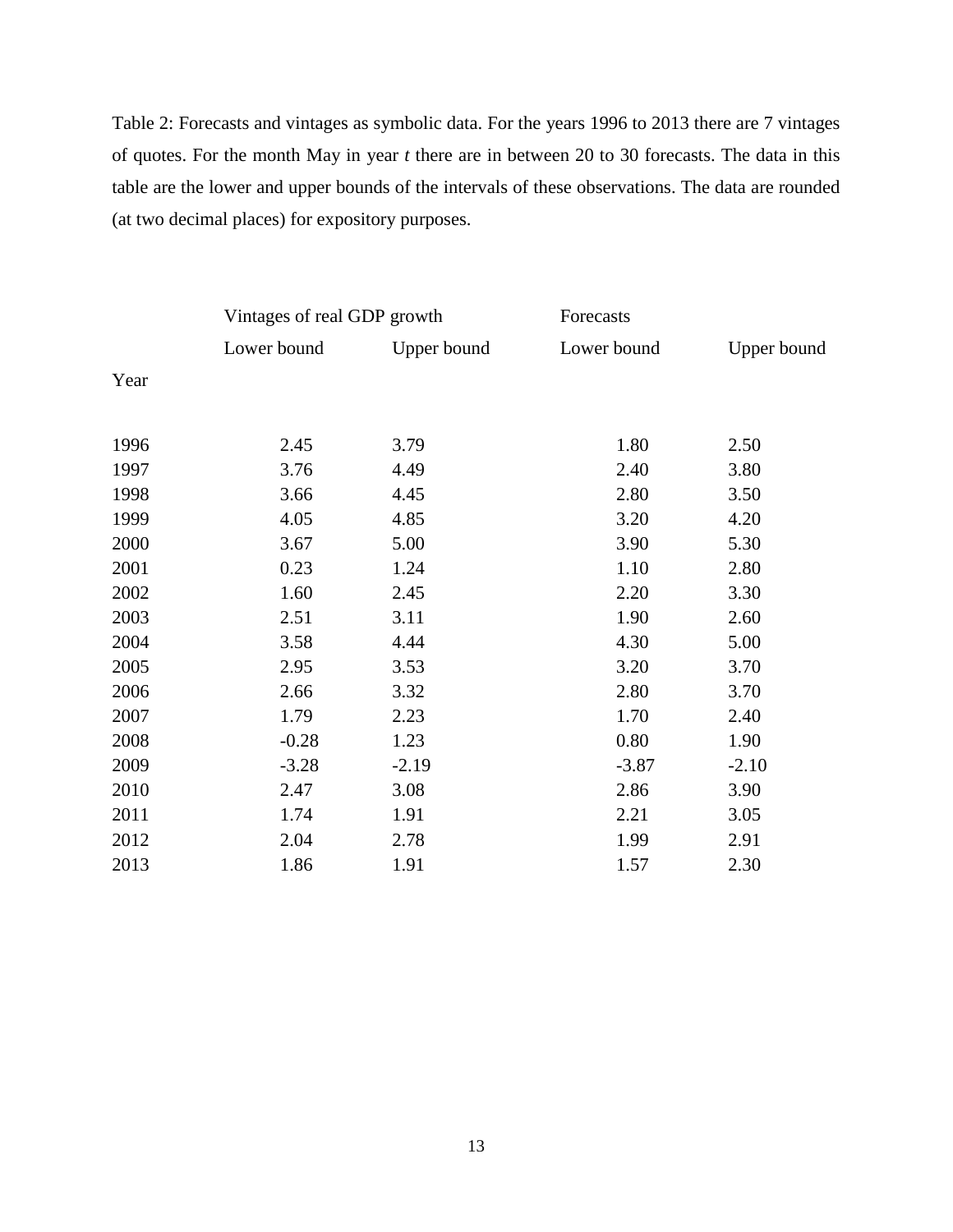Table 2: Forecasts and vintages as symbolic data. For the years 1996 to 2013 there are 7 vintages of quotes. For the month May in year *t* there are in between 20 to 30 forecasts. The data in this table are the lower and upper bounds of the intervals of these observations. The data are rounded (at two decimal places) for expository purposes.

| | Vintages of real GDP growth | | Forecasts | |
|---|---|---|---|---|
| | Lower bound | Upper bound | Lower bound | Upper bound |
| Year | | | | |
| 1996 | 2.45 | 3.79 | 1.80 | 2.50 |
| 1997 | 3.76 | 4.49 | 2.40 | 3.80 |
| 1998 | 3.66 | 4.45 | 2.80 | 3.50 |
| 1999 | 4.05 | 4.85 | 3.20 | 4.20 |
| 2000 | 3.67 | 5.00 | 3.90 | 5.30 |
| 2001 | 0.23 | 1.24 | 1.10 | 2.80 |
| 2002 | 1.60 | 2.45 | 2.20 | 3.30 |
| 2003 | 2.51 | 3.11 | 1.90 | 2.60 |
| 2004 | 3.58 | 4.44 | 4.30 | 5.00 |
| 2005 | 2.95 | 3.53 | 3.20 | 3.70 |
| 2006 | 2.66 | 3.32 | 2.80 | 3.70 |
| 2007 | 1.79 | 2.23 | 1.70 | 2.40 |
| 2008 | -0.28 | 1.23 | 0.80 | 1.90 |
| 2009 | -3.28 | -2.19 | -3.87 | -2.10 |
| 2010 | 2.47 | 3.08 | 2.86 | 3.90 |
| 2011 | 1.74 | 1.91 | 2.21 | 3.05 |
| 2012 | 2.04 | 2.78 | 1.99 | 2.91 |
| 2013 | 1.86 | 1.91 | 1.57 | 2.30 |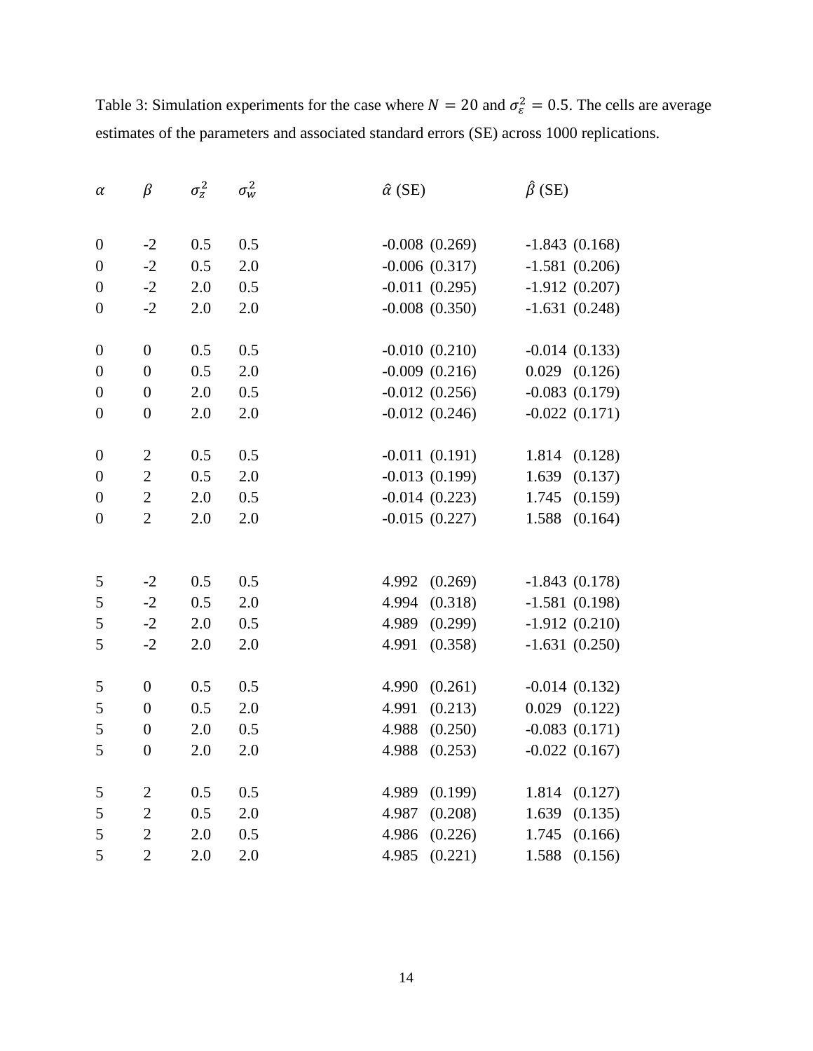Table 3: Simulation experiments for the case where $N = 20$ and $\sigma_\varepsilon^2 = 0.5$. The cells are average estimates of the parameters and associated standard errors (SE) across 1000 replications.

| $\alpha$ | $\beta$ | $\sigma_z^2$ | $\sigma_w^2$ | $\hat{\alpha}$ (SE) | $\hat{\beta}$ (SE) |
|---|---|---|---|---|---|
| 0 | -2 | 0.5 | 0.5 | -0.008 (0.269) | -1.843 (0.168) |
| 0 | -2 | 0.5 | 2.0 | -0.006 (0.317) | -1.581 (0.206) |
| 0 | -2 | 2.0 | 0.5 | -0.011 (0.295) | -1.912 (0.207) |
| 0 | -2 | 2.0 | 2.0 | -0.008 (0.350) | -1.631 (0.248) |
| 0 | 0 | 0.5 | 0.5 | -0.010 (0.210) | -0.014 (0.133) |
| 0 | 0 | 0.5 | 2.0 | -0.009 (0.216) | 0.029 (0.126) |
| 0 | 0 | 2.0 | 0.5 | -0.012 (0.256) | -0.083 (0.179) |
| 0 | 0 | 2.0 | 2.0 | -0.012 (0.246) | -0.022 (0.171) |
| 0 | 2 | 0.5 | 0.5 | -0.011 (0.191) | 1.814 (0.128) |
| 0 | 2 | 0.5 | 2.0 | -0.013 (0.199) | 1.639 (0.137) |
| 0 | 2 | 2.0 | 0.5 | -0.014 (0.223) | 1.745 (0.159) |
| 0 | 2 | 2.0 | 2.0 | -0.015 (0.227) | 1.588 (0.164) |
| 5 | -2 | 0.5 | 0.5 | 4.992 (0.269) | -1.843 (0.178) |
| 5 | -2 | 0.5 | 2.0 | 4.994 (0.318) | -1.581 (0.198) |
| 5 | -2 | 2.0 | 0.5 | 4.989 (0.299) | -1.912 (0.210) |
| 5 | -2 | 2.0 | 2.0 | 4.991 (0.358) | -1.631 (0.250) |
| 5 | 0 | 0.5 | 0.5 | 4.990 (0.261) | -0.014 (0.132) |
| 5 | 0 | 0.5 | 2.0 | 4.991 (0.213) | 0.029 (0.122) |
| 5 | 0 | 2.0 | 0.5 | 4.988 (0.250) | -0.083 (0.171) |
| 5 | 0 | 2.0 | 2.0 | 4.988 (0.253) | -0.022 (0.167) |
| 5 | 2 | 0.5 | 0.5 | 4.989 (0.199) | 1.814 (0.127) |
| 5 | 2 | 0.5 | 2.0 | 4.987 (0.208) | 1.639 (0.135) |
| 5 | 2 | 2.0 | 0.5 | 4.986 (0.226) | 1.745 (0.166) |
| 5 | 2 | 2.0 | 2.0 | 4.985 (0.221) | 1.588 (0.156) |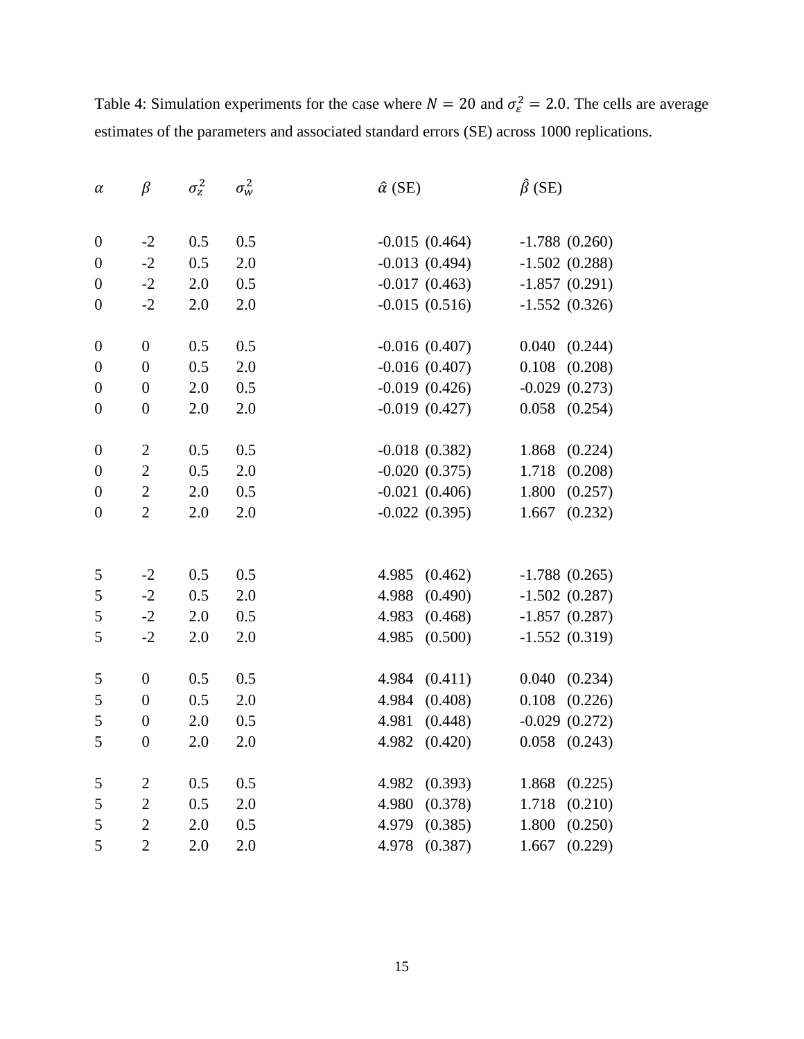Table 4: Simulation experiments for the case where $N = 20$ and $\sigma_\varepsilon^2 = 2.0$. The cells are average estimates of the parameters and associated standard errors (SE) across 1000 replications.

| $\alpha$ | $\beta$ | $\sigma_z^2$ | $\sigma_w^2$ | $\hat{\alpha}$ (SE) | $\hat{\beta}$ (SE) |
|---|---|---|---|---|---|
| 0 | -2 | 0.5 | 0.5 | -0.015 (0.464) | -1.788 (0.260) |
| 0 | -2 | 0.5 | 2.0 | -0.013 (0.494) | -1.502 (0.288) |
| 0 | -2 | 2.0 | 0.5 | -0.017 (0.463) | -1.857 (0.291) |
| 0 | -2 | 2.0 | 2.0 | -0.015 (0.516) | -1.552 (0.326) |
| | | | | | |
| 0 | 0 | 0.5 | 0.5 | -0.016 (0.407) | 0.040 (0.244) |
| 0 | 0 | 0.5 | 2.0 | -0.016 (0.407) | 0.108 (0.208) |
| 0 | 0 | 2.0 | 0.5 | -0.019 (0.426) | -0.029 (0.273) |
| 0 | 0 | 2.0 | 2.0 | -0.019 (0.427) | 0.058 (0.254) |
| | | | | | |
| 0 | 2 | 0.5 | 0.5 | -0.018 (0.382) | 1.868 (0.224) |
| 0 | 2 | 0.5 | 2.0 | -0.020 (0.375) | 1.718 (0.208) |
| 0 | 2 | 2.0 | 0.5 | -0.021 (0.406) | 1.800 (0.257) |
| 0 | 2 | 2.0 | 2.0 | -0.022 (0.395) | 1.667 (0.232) |
| | | | | | |
| 5 | -2 | 0.5 | 0.5 | 4.985 (0.462) | -1.788 (0.265) |
| 5 | -2 | 0.5 | 2.0 | 4.988 (0.490) | -1.502 (0.287) |
| 5 | -2 | 2.0 | 0.5 | 4.983 (0.468) | -1.857 (0.287) |
| 5 | -2 | 2.0 | 2.0 | 4.985 (0.500) | -1.552 (0.319) |
| | | | | | |
| 5 | 0 | 0.5 | 0.5 | 4.984 (0.411) | 0.040 (0.234) |
| 5 | 0 | 0.5 | 2.0 | 4.984 (0.408) | 0.108 (0.226) |
| 5 | 0 | 2.0 | 0.5 | 4.981 (0.448) | -0.029 (0.272) |
| 5 | 0 | 2.0 | 2.0 | 4.982 (0.420) | 0.058 (0.243) |
| | | | | | |
| 5 | 2 | 0.5 | 0.5 | 4.982 (0.393) | 1.868 (0.225) |
| 5 | 2 | 0.5 | 2.0 | 4.980 (0.378) | 1.718 (0.210) |
| 5 | 2 | 2.0 | 0.5 | 4.979 (0.385) | 1.800 (0.250) |
| 5 | 2 | 2.0 | 2.0 | 4.978 (0.387) | 1.667 (0.229) |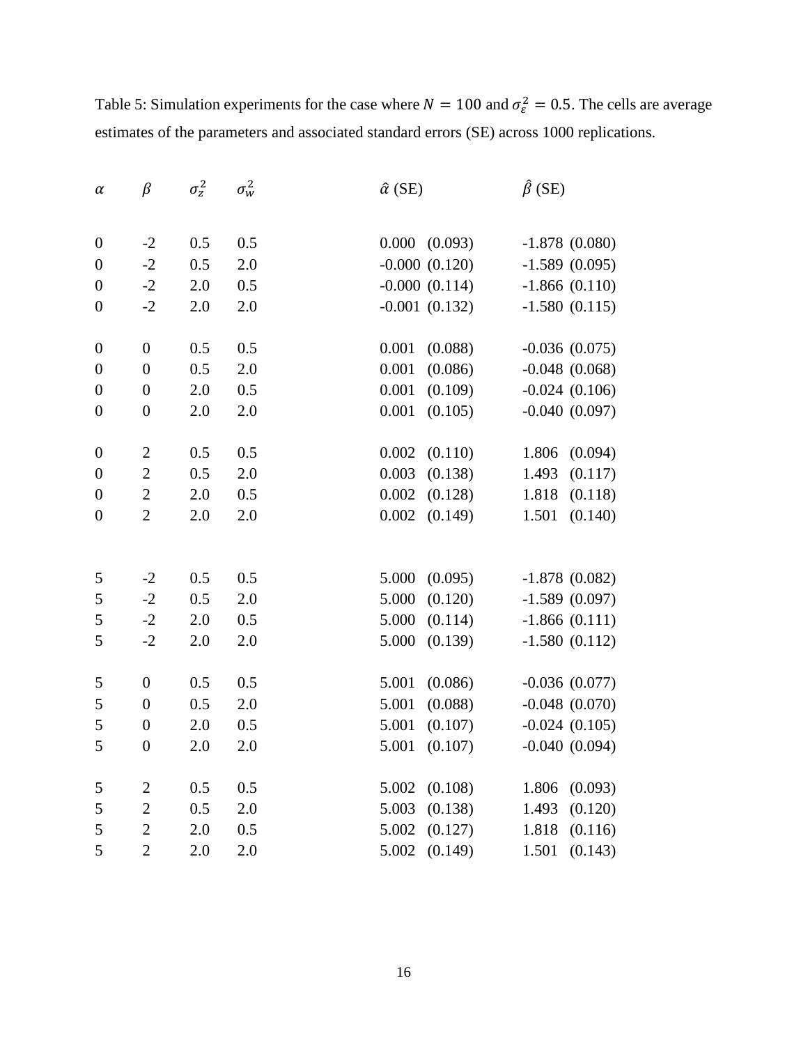Table 5: Simulation experiments for the case where $N = 100$ and $\sigma_\varepsilon^2 = 0.5$. The cells are average estimates of the parameters and associated standard errors (SE) across 1000 replications.

| $\alpha$ | $\beta$ | $\sigma_z^2$ | $\sigma_w^2$ | $\hat{\alpha}$ (SE) | $\hat{\beta}$ (SE) |
|---|---|---|---|---|---|
| 0 | -2 | 0.5 | 0.5 | 0.000 (0.093) | -1.878 (0.080) |
| 0 | -2 | 0.5 | 2.0 | -0.000 (0.120) | -1.589 (0.095) |
| 0 | -2 | 2.0 | 0.5 | -0.000 (0.114) | -1.866 (0.110) |
| 0 | -2 | 2.0 | 2.0 | -0.001 (0.132) | -1.580 (0.115) |
| 0 | 0 | 0.5 | 0.5 | 0.001 (0.088) | -0.036 (0.075) |
| 0 | 0 | 0.5 | 2.0 | 0.001 (0.086) | -0.048 (0.068) |
| 0 | 0 | 2.0 | 0.5 | 0.001 (0.109) | -0.024 (0.106) |
| 0 | 0 | 2.0 | 2.0 | 0.001 (0.105) | -0.040 (0.097) |
| 0 | 2 | 0.5 | 0.5 | 0.002 (0.110) | 1.806 (0.094) |
| 0 | 2 | 0.5 | 2.0 | 0.003 (0.138) | 1.493 (0.117) |
| 0 | 2 | 2.0 | 0.5 | 0.002 (0.128) | 1.818 (0.118) |
| 0 | 2 | 2.0 | 2.0 | 0.002 (0.149) | 1.501 (0.140) |
| 5 | -2 | 0.5 | 0.5 | 5.000 (0.095) | -1.878 (0.082) |
| 5 | -2 | 0.5 | 2.0 | 5.000 (0.120) | -1.589 (0.097) |
| 5 | -2 | 2.0 | 0.5 | 5.000 (0.114) | -1.866 (0.111) |
| 5 | -2 | 2.0 | 2.0 | 5.000 (0.139) | -1.580 (0.112) |
| 5 | 0 | 0.5 | 0.5 | 5.001 (0.086) | -0.036 (0.077) |
| 5 | 0 | 0.5 | 2.0 | 5.001 (0.088) | -0.048 (0.070) |
| 5 | 0 | 2.0 | 0.5 | 5.001 (0.107) | -0.024 (0.105) |
| 5 | 0 | 2.0 | 2.0 | 5.001 (0.107) | -0.040 (0.094) |
| 5 | 2 | 0.5 | 0.5 | 5.002 (0.108) | 1.806 (0.093) |
| 5 | 2 | 0.5 | 2.0 | 5.003 (0.138) | 1.493 (0.120) |
| 5 | 2 | 2.0 | 0.5 | 5.002 (0.127) | 1.818 (0.116) |
| 5 | 2 | 2.0 | 2.0 | 5.002 (0.149) | 1.501 (0.143) |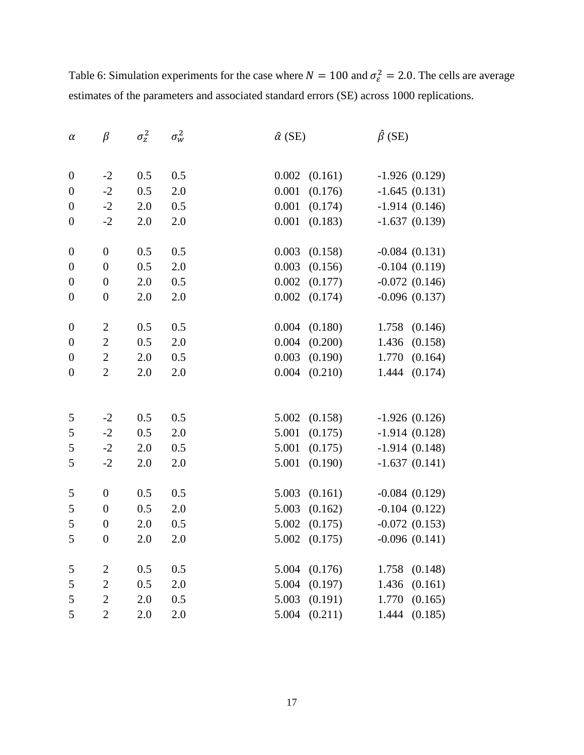Table 6: Simulation experiments for the case where $N = 100$ and $\sigma_\varepsilon^2 = 2.0$. The cells are average estimates of the parameters and associated standard errors (SE) across 1000 replications.

| $\alpha$ | $\beta$ | $\sigma_z^2$ | $\sigma_w^2$ | $\hat{\alpha}$ (SE) | $\hat{\beta}$ (SE) |
|---|---|---|---|---|---|
| 0 | -2 | 0.5 | 0.5 | 0.002 (0.161) | -1.926 (0.129) |
| 0 | -2 | 0.5 | 2.0 | 0.001 (0.176) | -1.645 (0.131) |
| 0 | -2 | 2.0 | 0.5 | 0.001 (0.174) | -1.914 (0.146) |
| 0 | -2 | 2.0 | 2.0 | 0.001 (0.183) | -1.637 (0.139) |
| 0 | 0 | 0.5 | 0.5 | 0.003 (0.158) | -0.084 (0.131) |
| 0 | 0 | 0.5 | 2.0 | 0.003 (0.156) | -0.104 (0.119) |
| 0 | 0 | 2.0 | 0.5 | 0.002 (0.177) | -0.072 (0.146) |
| 0 | 0 | 2.0 | 2.0 | 0.002 (0.174) | -0.096 (0.137) |
| 0 | 2 | 0.5 | 0.5 | 0.004 (0.180) | 1.758 (0.146) |
| 0 | 2 | 0.5 | 2.0 | 0.004 (0.200) | 1.436 (0.158) |
| 0 | 2 | 2.0 | 0.5 | 0.003 (0.190) | 1.770 (0.164) |
| 0 | 2 | 2.0 | 2.0 | 0.004 (0.210) | 1.444 (0.174) |
| 5 | -2 | 0.5 | 0.5 | 5.002 (0.158) | -1.926 (0.126) |
| 5 | -2 | 0.5 | 2.0 | 5.001 (0.175) | -1.914 (0.128) |
| 5 | -2 | 2.0 | 0.5 | 5.001 (0.175) | -1.914 (0.148) |
| 5 | -2 | 2.0 | 2.0 | 5.001 (0.190) | -1.637 (0.141) |
| 5 | 0 | 0.5 | 0.5 | 5.003 (0.161) | -0.084 (0.129) |
| 5 | 0 | 0.5 | 2.0 | 5.003 (0.162) | -0.104 (0.122) |
| 5 | 0 | 2.0 | 0.5 | 5.002 (0.175) | -0.072 (0.153) |
| 5 | 0 | 2.0 | 2.0 | 5.002 (0.175) | -0.096 (0.141) |
| 5 | 2 | 0.5 | 0.5 | 5.004 (0.176) | 1.758 (0.148) |
| 5 | 2 | 0.5 | 2.0 | 5.004 (0.197) | 1.436 (0.161) |
| 5 | 2 | 2.0 | 0.5 | 5.003 (0.191) | 1.770 (0.165) |
| 5 | 2 | 2.0 | 2.0 | 5.004 (0.211) | 1.444 (0.185) |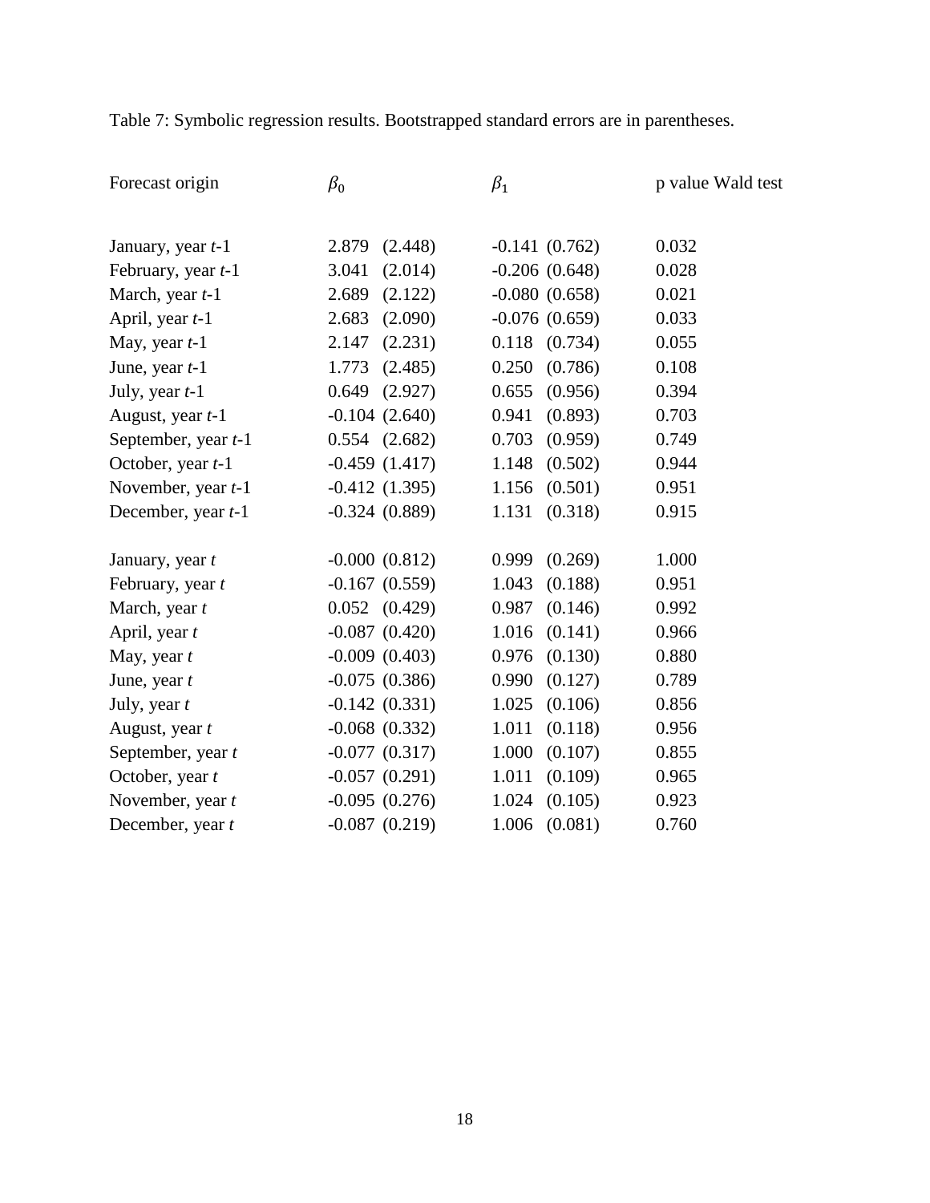Table 7: Symbolic regression results. Bootstrapped standard errors are in parentheses.

| Forecast origin | $\beta_0$ | $\beta_1$ | p value Wald test |
|---|---|---|---|
| January, year *t*-1 | 2.879 (2.448) | -0.141 (0.762) | 0.032 |
| February, year *t*-1 | 3.041 (2.014) | -0.206 (0.648) | 0.028 |
| March, year *t*-1 | 2.689 (2.122) | -0.080 (0.658) | 0.021 |
| April, year *t*-1 | 2.683 (2.090) | -0.076 (0.659) | 0.033 |
| May, year *t*-1 | 2.147 (2.231) | 0.118 (0.734) | 0.055 |
| June, year *t*-1 | 1.773 (2.485) | 0.250 (0.786) | 0.108 |
| July, year *t*-1 | 0.649 (2.927) | 0.655 (0.956) | 0.394 |
| August, year *t*-1 | -0.104 (2.640) | 0.941 (0.893) | 0.703 |
| September, year *t*-1 | 0.554 (2.682) | 0.703 (0.959) | 0.749 |
| October, year *t*-1 | -0.459 (1.417) | 1.148 (0.502) | 0.944 |
| November, year *t*-1 | -0.412 (1.395) | 1.156 (0.501) | 0.951 |
| December, year *t*-1 | -0.324 (0.889) | 1.131 (0.318) | 0.915 |
| January, year *t* | -0.000 (0.812) | 0.999 (0.269) | 1.000 |
| February, year *t* | -0.167 (0.559) | 1.043 (0.188) | 0.951 |
| March, year *t* | 0.052 (0.429) | 0.987 (0.146) | 0.992 |
| April, year *t* | -0.087 (0.420) | 1.016 (0.141) | 0.966 |
| May, year *t* | -0.009 (0.403) | 0.976 (0.130) | 0.880 |
| June, year *t* | -0.075 (0.386) | 0.990 (0.127) | 0.789 |
| July, year *t* | -0.142 (0.331) | 1.025 (0.106) | 0.856 |
| August, year *t* | -0.068 (0.332) | 1.011 (0.118) | 0.956 |
| September, year *t* | -0.077 (0.317) | 1.000 (0.107) | 0.855 |
| October, year *t* | -0.057 (0.291) | 1.011 (0.109) | 0.965 |
| November, year *t* | -0.095 (0.276) | 1.024 (0.105) | 0.923 |
| December, year *t* | -0.087 (0.219) | 1.006 (0.081) | 0.760 |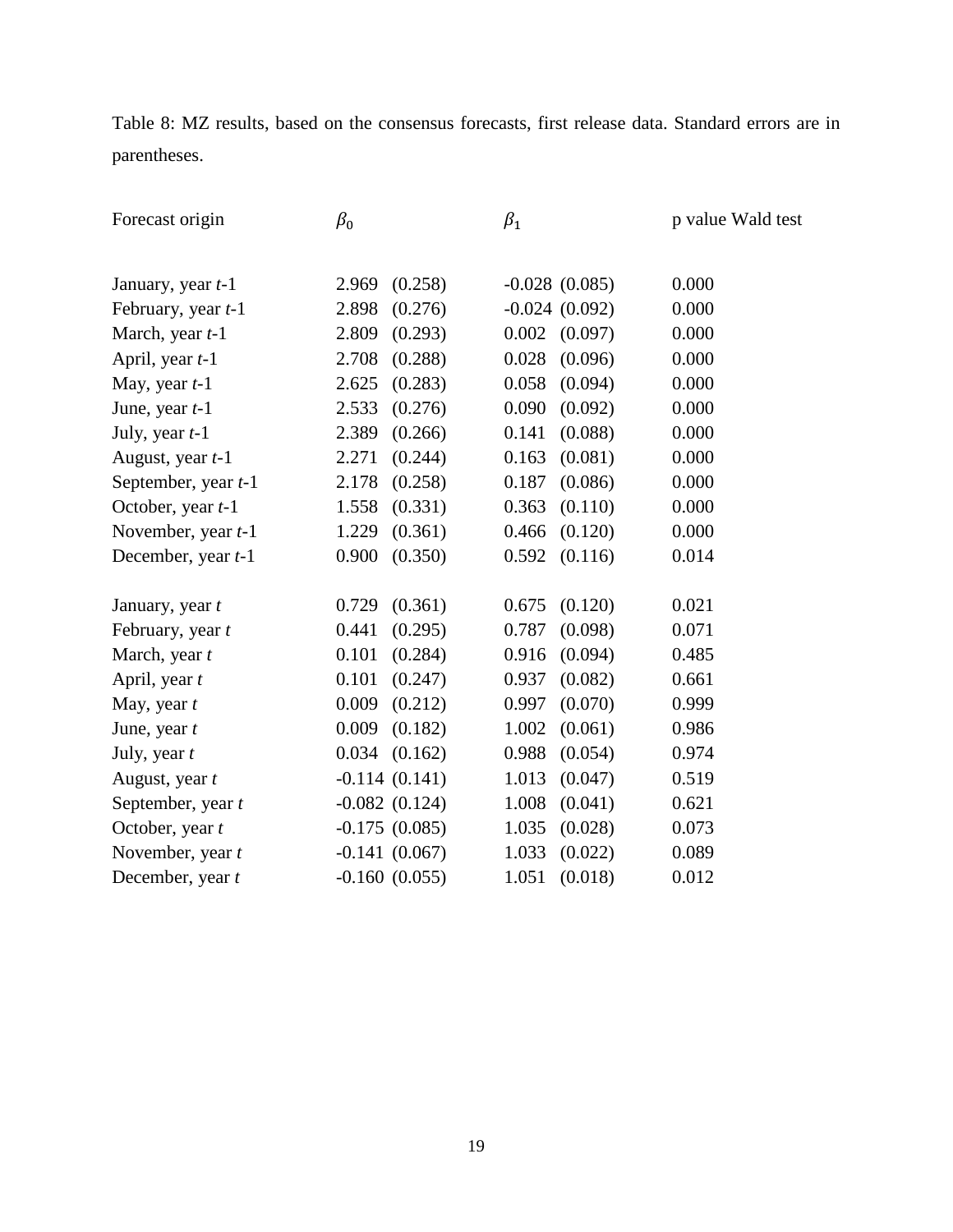Table 8: MZ results, based on the consensus forecasts, first release data. Standard errors are in parentheses.

| Forecast origin | $\beta_0$ | $\beta_1$ | p value Wald test |
|---|---|---|---|
| January, year *t*-1 | 2.969 (0.258) | -0.028 (0.085) | 0.000 |
| February, year *t*-1 | 2.898 (0.276) | -0.024 (0.092) | 0.000 |
| March, year *t*-1 | 2.809 (0.293) | 0.002 (0.097) | 0.000 |
| April, year *t*-1 | 2.708 (0.288) | 0.028 (0.096) | 0.000 |
| May, year *t*-1 | 2.625 (0.283) | 0.058 (0.094) | 0.000 |
| June, year *t*-1 | 2.533 (0.276) | 0.090 (0.092) | 0.000 |
| July, year *t*-1 | 2.389 (0.266) | 0.141 (0.088) | 0.000 |
| August, year *t*-1 | 2.271 (0.244) | 0.163 (0.081) | 0.000 |
| September, year *t*-1 | 2.178 (0.258) | 0.187 (0.086) | 0.000 |
| October, year *t*-1 | 1.558 (0.331) | 0.363 (0.110) | 0.000 |
| November, year *t*-1 | 1.229 (0.361) | 0.466 (0.120) | 0.000 |
| December, year *t*-1 | 0.900 (0.350) | 0.592 (0.116) | 0.014 |
| | | | |
| January, year *t* | 0.729 (0.361) | 0.675 (0.120) | 0.021 |
| February, year *t* | 0.441 (0.295) | 0.787 (0.098) | 0.071 |
| March, year *t* | 0.101 (0.284) | 0.916 (0.094) | 0.485 |
| April, year *t* | 0.101 (0.247) | 0.937 (0.082) | 0.661 |
| May, year *t* | 0.009 (0.212) | 0.997 (0.070) | 0.999 |
| June, year *t* | 0.009 (0.182) | 1.002 (0.061) | 0.986 |
| July, year *t* | 0.034 (0.162) | 0.988 (0.054) | 0.974 |
| August, year *t* | -0.114 (0.141) | 1.013 (0.047) | 0.519 |
| September, year *t* | -0.082 (0.124) | 1.008 (0.041) | 0.621 |
| October, year *t* | -0.175 (0.085) | 1.035 (0.028) | 0.073 |
| November, year *t* | -0.141 (0.067) | 1.033 (0.022) | 0.089 |
| December, year *t* | -0.160 (0.055) | 1.051 (0.018) | 0.012 |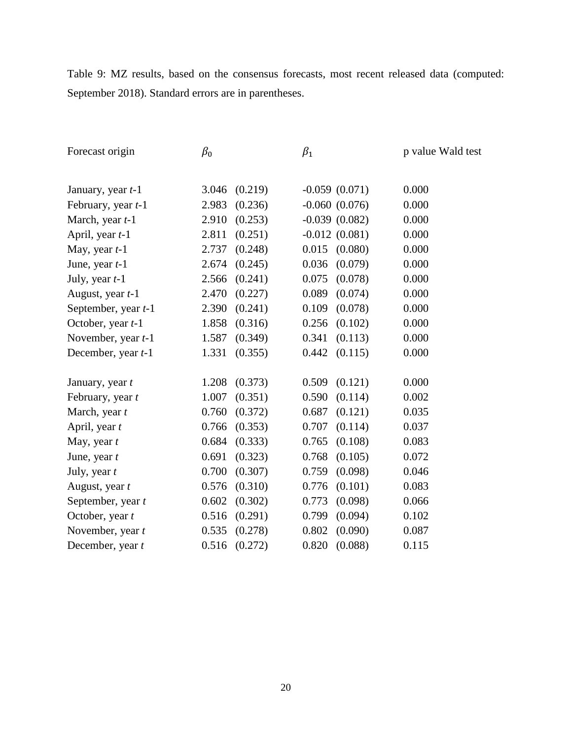Table 9: MZ results, based on the consensus forecasts, most recent released data (computed: September 2018). Standard errors are in parentheses.

| Forecast origin | $\beta_0$ | $\beta_1$ | p value Wald test |
|---|---|---|---|
| January, year *t*-1 | 3.046 (0.219) | -0.059 (0.071) | 0.000 |
| February, year *t*-1 | 2.983 (0.236) | -0.060 (0.076) | 0.000 |
| March, year *t*-1 | 2.910 (0.253) | -0.039 (0.082) | 0.000 |
| April, year *t*-1 | 2.811 (0.251) | -0.012 (0.081) | 0.000 |
| May, year *t*-1 | 2.737 (0.248) | 0.015 (0.080) | 0.000 |
| June, year *t*-1 | 2.674 (0.245) | 0.036 (0.079) | 0.000 |
| July, year *t*-1 | 2.566 (0.241) | 0.075 (0.078) | 0.000 |
| August, year *t*-1 | 2.470 (0.227) | 0.089 (0.074) | 0.000 |
| September, year *t*-1 | 2.390 (0.241) | 0.109 (0.078) | 0.000 |
| October, year *t*-1 | 1.858 (0.316) | 0.256 (0.102) | 0.000 |
| November, year *t*-1 | 1.587 (0.349) | 0.341 (0.113) | 0.000 |
| December, year *t*-1 | 1.331 (0.355) | 0.442 (0.115) | 0.000 |
| | | | |
| January, year *t* | 1.208 (0.373) | 0.509 (0.121) | 0.000 |
| February, year *t* | 1.007 (0.351) | 0.590 (0.114) | 0.002 |
| March, year *t* | 0.760 (0.372) | 0.687 (0.121) | 0.035 |
| April, year *t* | 0.766 (0.353) | 0.707 (0.114) | 0.037 |
| May, year *t* | 0.684 (0.333) | 0.765 (0.108) | 0.083 |
| June, year *t* | 0.691 (0.323) | 0.768 (0.105) | 0.072 |
| July, year *t* | 0.700 (0.307) | 0.759 (0.098) | 0.046 |
| August, year *t* | 0.576 (0.310) | 0.776 (0.101) | 0.083 |
| September, year *t* | 0.602 (0.302) | 0.773 (0.098) | 0.066 |
| October, year *t* | 0.516 (0.291) | 0.799 (0.094) | 0.102 |
| November, year *t* | 0.535 (0.278) | 0.802 (0.090) | 0.087 |
| December, year *t* | 0.516 (0.272) | 0.820 (0.088) | 0.115 |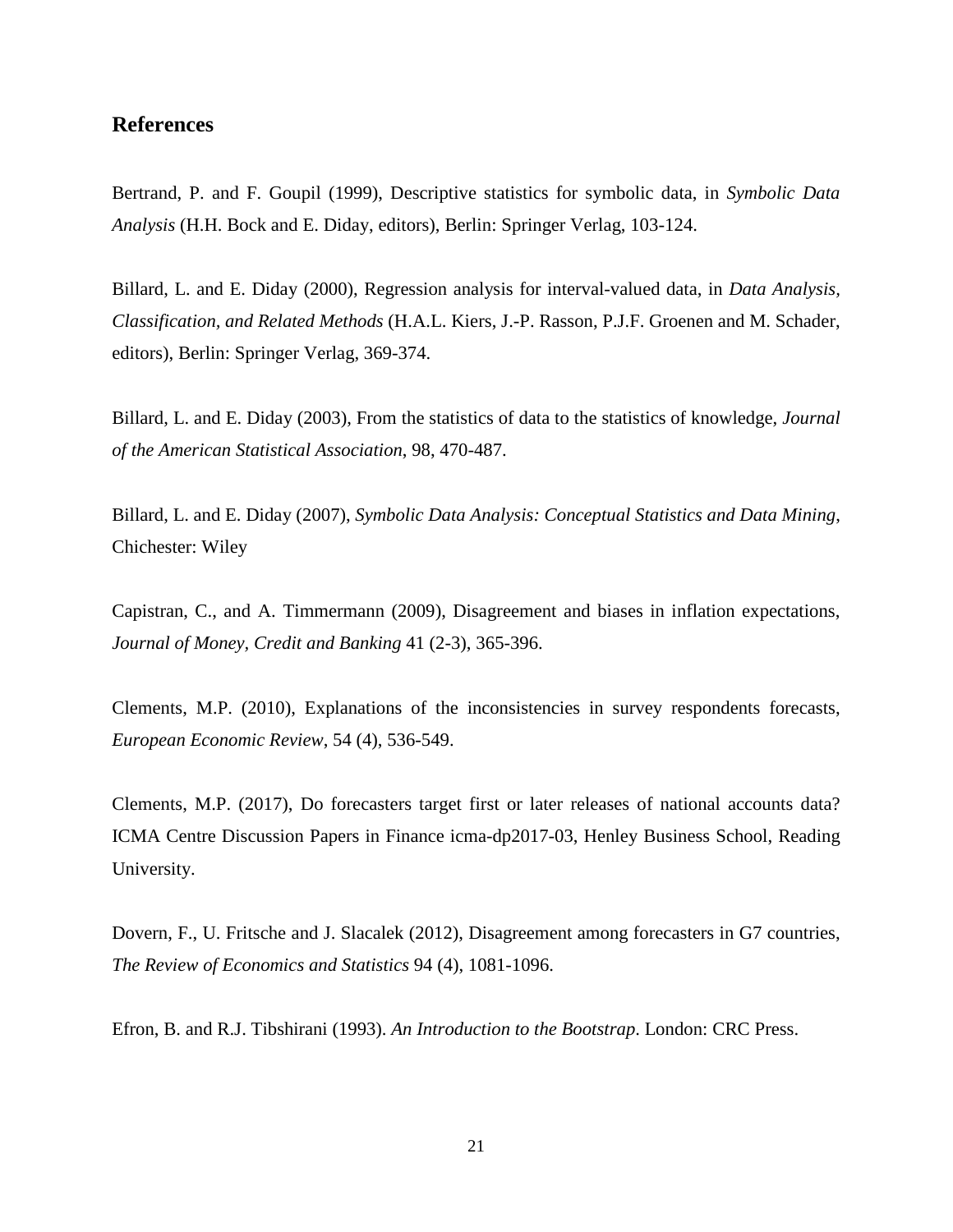## References

Bertrand, P. and F. Goupil (1999), Descriptive statistics for symbolic data, in *Symbolic Data Analysis* (H.H. Bock and E. Diday, editors), Berlin: Springer Verlag, 103-124.

Billard, L. and E. Diday (2000), Regression analysis for interval-valued data, in *Data Analysis, Classification, and Related Methods* (H.A.L. Kiers, J.-P. Rasson, P.J.F. Groenen and M. Schader, editors), Berlin: Springer Verlag, 369-374.

Billard, L. and E. Diday (2003), From the statistics of data to the statistics of knowledge, *Journal of the American Statistical Association*, 98, 470-487.

Billard, L. and E. Diday (2007), *Symbolic Data Analysis: Conceptual Statistics and Data Mining*, Chichester: Wiley

Capistran, C., and A. Timmermann (2009), Disagreement and biases in inflation expectations, *Journal of Money, Credit and Banking* 41 (2-3), 365-396.

Clements, M.P. (2010), Explanations of the inconsistencies in survey respondents forecasts, *European Economic Review*, 54 (4), 536-549.

Clements, M.P. (2017), Do forecasters target first or later releases of national accounts data? ICMA Centre Discussion Papers in Finance icma-dp2017-03, Henley Business School, Reading University.

Dovern, F., U. Fritsche and J. Slacalek (2012), Disagreement among forecasters in G7 countries, *The Review of Economics and Statistics* 94 (4), 1081-1096.

Efron, B. and R.J. Tibshirani (1993). *An Introduction to the Bootstrap*. London: CRC Press.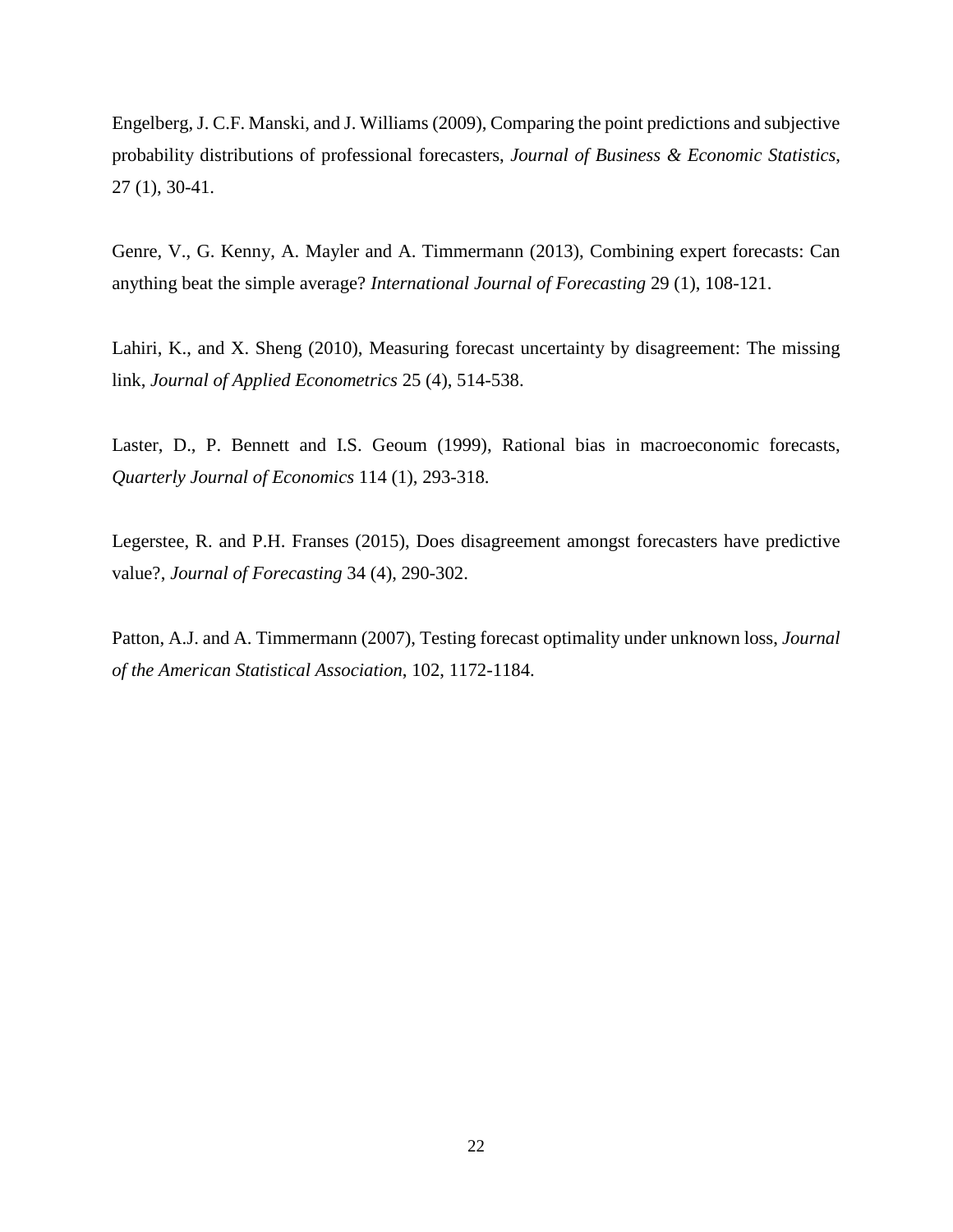Engelberg, J. C.F. Manski, and J. Williams (2009), Comparing the point predictions and subjective probability distributions of professional forecasters, *Journal of Business & Economic Statistics*, 27 (1), 30-41.

Genre, V., G. Kenny, A. Mayler and A. Timmermann (2013), Combining expert forecasts: Can anything beat the simple average? *International Journal of Forecasting* 29 (1), 108-121.

Lahiri, K., and X. Sheng (2010), Measuring forecast uncertainty by disagreement: The missing link, *Journal of Applied Econometrics* 25 (4), 514-538.

Laster, D., P. Bennett and I.S. Geoum (1999), Rational bias in macroeconomic forecasts, *Quarterly Journal of Economics* 114 (1), 293-318.

Legerstee, R. and P.H. Franses (2015), Does disagreement amongst forecasters have predictive value?, *Journal of Forecasting* 34 (4), 290-302.

Patton, A.J. and A. Timmermann (2007), Testing forecast optimality under unknown loss, *Journal of the American Statistical Association*, 102, 1172-1184.